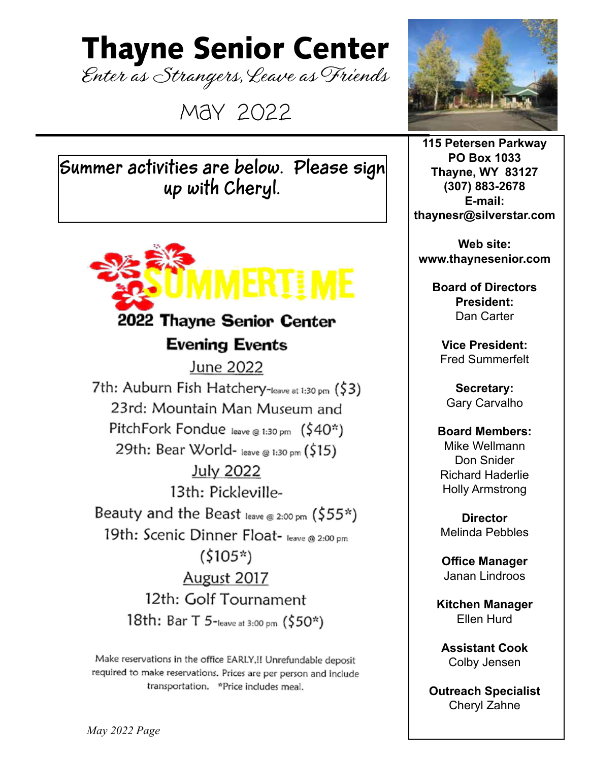# Thayne Senior Center

*Enter as Strangers, Leave as Friends*

May 2022

**Summer activities are below. Please sign up with Cheryl.**

SUMMERTIME

## 2022 Thayne Senior Center Evening Events

**June 2022**

7th: Auburn Fish Hatchery-leave at 1:30 pm ($3)

23rd: Mountain Man Museum and PitchFork Fondue leave @ 1:30 pm ($40*)

29th: Bear World- leave @ 1:30 pm ($15)

**July 2022**

13th: Pickleville-Beauty and the Beast leave @ 2:00 pm ($55*)

19th: Scenic Dinner Float- leave @ 2:00 pm ($105*)

**August 2017**

12th: Golf Tournament

18th: Bar T 5-leave at 3:00 pm ($50*)

Make reservations in the office EARLY,!! Unrefundable deposit required to make reservations. Prices are per person and include transportation. *Price includes meal.

**115 Petersen Parkway**
**PO Box 1033**
**Thayne, WY 83127**
**(307) 883-2678**
**E-mail:**
**thaynesr@silverstar.com**

**Web site:**
**www.thaynesenior.com**

**Board of Directors**
**President:**
Dan Carter

**Vice President:**
Fred Summerfelt

**Secretary:**
Gary Carvalho

**Board Members:**
Mike Wellmann
Don Snider
Richard Haderlie
Holly Armstrong

**Director**
Melinda Pebbles

**Office Manager**
Janan Lindroos

**Kitchen Manager**
Ellen Hurd

**Assistant Cook**
Colby Jensen

**Outreach Specialist**
Cheryl Zahne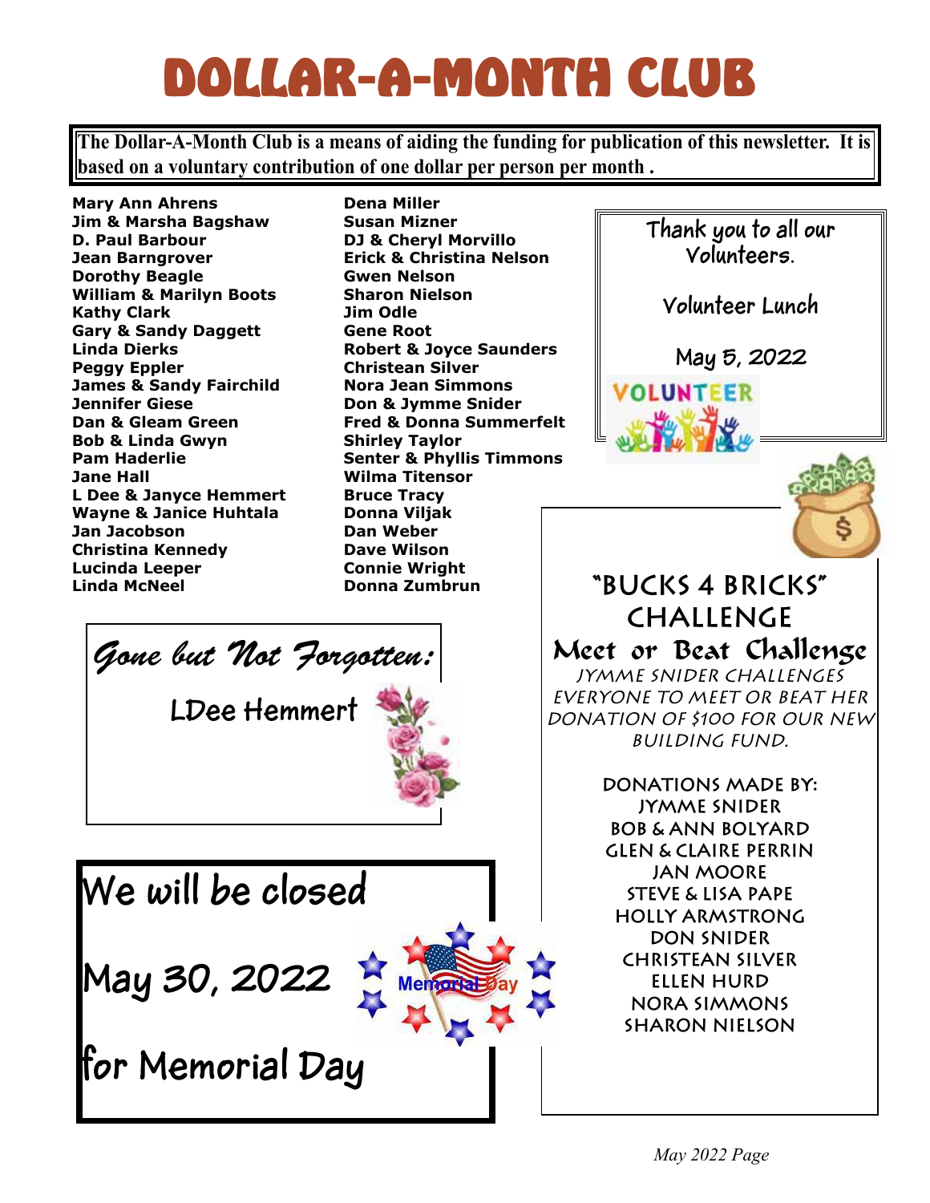# DOLLAR-A-MONTH CLUB

**The Dollar-A-Month Club is a means of aiding the funding for publication of this newsletter. It is based on a voluntary contribution of one dollar per person per month .**

**Mary Ann Ahrens**
**Jim & Marsha Bagshaw**
**D. Paul Barbour**
**Jean Barngrover**
**Dorothy Beagle**
**William & Marilyn Boots**
**Kathy Clark**
**Gary & Sandy Daggett**
**Linda Dierks**
**Peggy Eppler**
**James & Sandy Fairchild**
**Jennifer Giese**
**Dan & Gleam Green**
**Bob & Linda Gwyn**
**Pam Haderlie**
**Jane Hall**
**L Dee & Janyce Hemmert**
**Wayne & Janice Huhtala**
**Jan Jacobson**
**Christina Kennedy**
**Lucinda Leeper**
**Linda McNeel**
**Dena Miller**
**Susan Mizner**
**DJ & Cheryl Morvillo**
**Erick & Christina Nelson**
**Gwen Nelson**
**Sharon Nielson**
**Jim Odle**
**Gene Root**
**Robert & Joyce Saunders**
**Christean Silver**
**Nora Jean Simmons**
**Don & Jymme Snider**
**Fred & Donna Summerfelt**
**Shirley Taylor**
**Senter & Phyllis Timmons**
**Wilma Titensor**
**Bruce Tracy**
**Donna Viljak**
**Dan Weber**
**Dave Wilson**
**Connie Wright**
**Donna Zumbrun**

*Gone but Not Forgotten:*

LDee Hemmert

## We will be closed

## May 30, 2022

## for Memorial Day

Thank you to all our Volunteers.

Volunteer Lunch

May 5, 2022

## "BUCKS 4 BRICKS" CHALLENGE

### Meet or Beat Challenge

*JYMME SNIDER CHALLENGES EVERYONE TO MEET OR BEAT HER DONATION OF $100 FOR OUR NEW BUILDING FUND.*

DONATIONS MADE BY:
JYMME SNIDER
BOB & ANN BOLYARD
GLEN & CLAIRE PERRIN
JAN MOORE
STEVE & LISA PAPE
HOLLY ARMSTRONG
DON SNIDER
CHRISTEAN SILVER
ELLEN HURD
NORA SIMMONS
SHARON NIELSON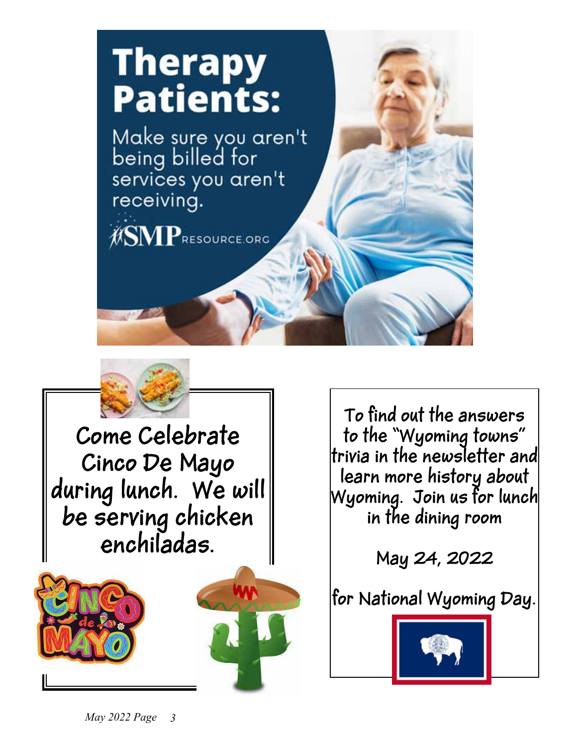# Therapy Patients:

Make sure you aren't being billed for services you aren't receiving.

SMP RESOURCE.ORG

**Come Celebrate Cinco De Mayo during lunch. We will be serving chicken enchiladas.**

**To find out the answers to the "Wyoming towns" trivia in the newsletter and learn more history about Wyoming. Join us for lunch in the dining room**

**May 24, 2022**

**for National Wyoming Day.**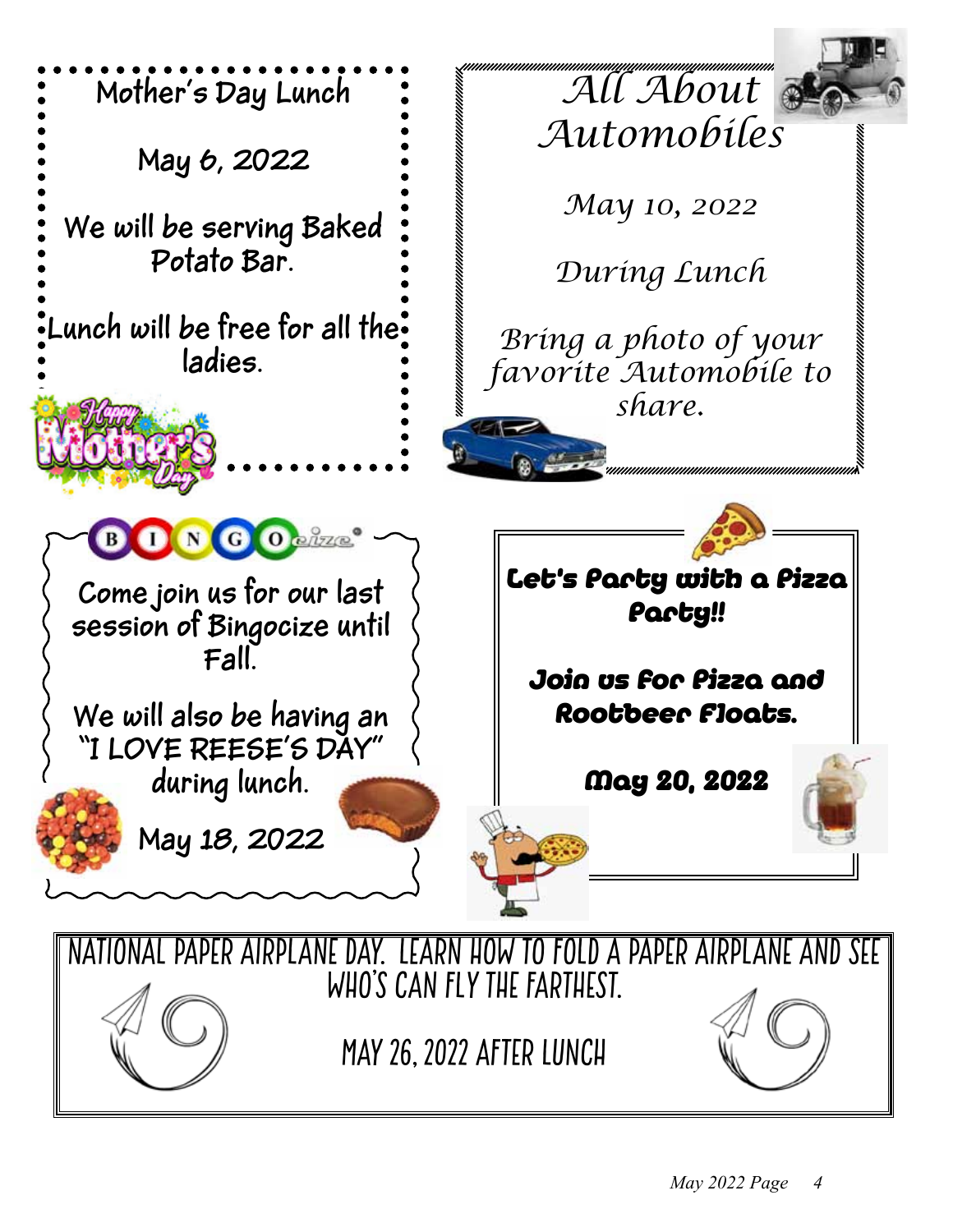## Mother's Day Lunch

May 6, 2022

We will be serving Baked Potato Bar.

Lunch will be free for all the ladies.

## All About Automobiles

*May 10, 2022*

*During Lunch*

*Bring a photo of your favorite Automobile to share.*

## BINGOcize

Come join us for our last session of Bingocize until Fall.

We will also be having an "I LOVE REESE'S DAY" during lunch.

May 18, 2022

## Let's Party with a Pizza Party!!

**Join us for Pizza and Rootbeer Floats.**

**May 20, 2022**

## NATIONAL PAPER AIRPLANE DAY. LEARN HOW TO FOLD A PAPER AIRPLANE AND SEE WHO'S CAN FLY THE FARTHEST.

MAY 26, 2022 AFTER LUNCH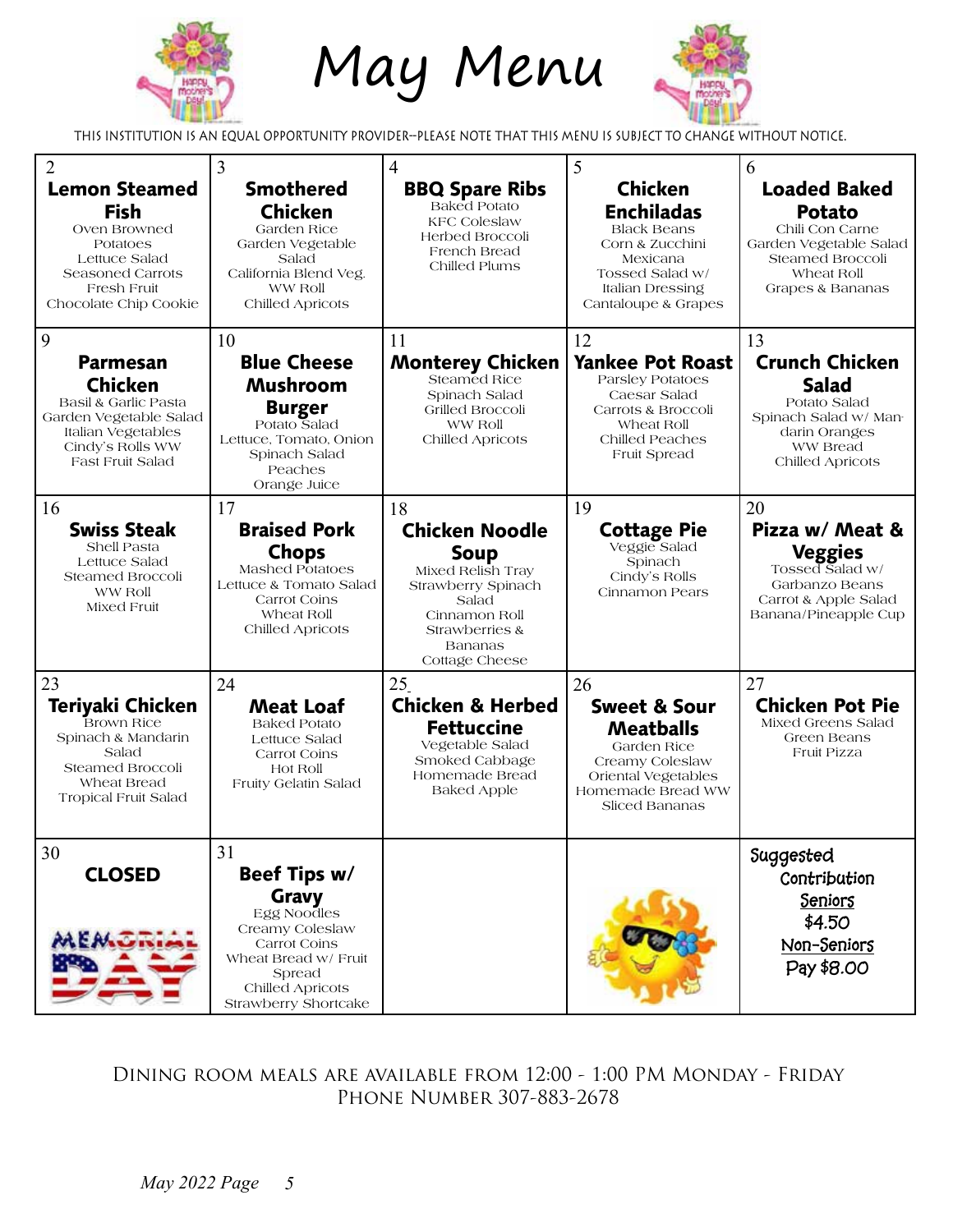# May Menu

THIS INSTITUTION IS AN EQUAL OPPORTUNITY PROVIDER--PLEASE NOTE THAT THIS MENU IS SUBJECT TO CHANGE WITHOUT NOTICE.

| | | | | |
|---|---|---|---|---|
| 2<br>**Lemon Steamed Fish**<br>Oven Browned Potatoes<br>Lettuce Salad<br>Seasoned Carrots<br>Fresh Fruit<br>Chocolate Chip Cookie | 3<br>**Smothered Chicken**<br>Garden Rice<br>Garden Vegetable Salad<br>California Blend Veg.<br>WW Roll<br>Chilled Apricots | 4<br>**BBQ Spare Ribs**<br>Baked Potato<br>KFC Coleslaw<br>Herbed Broccoli<br>French Bread<br>Chilled Plums | 5<br>**Chicken Enchiladas**<br>Black Beans<br>Corn & Zucchini Mexicana<br>Tossed Salad w/ Italian Dressing<br>Cantaloupe & Grapes | 6<br>**Loaded Baked Potato**<br>Chili Con Carne<br>Garden Vegetable Salad<br>Steamed Broccoli<br>Wheat Roll<br>Grapes & Bananas |
| 9<br>**Parmesan Chicken**<br>Basil & Garlic Pasta<br>Garden Vegetable Salad<br>Italian Vegetables<br>Cindy's Rolls WW<br>Fast Fruit Salad | 10<br>**Blue Cheese Mushroom Burger**<br>Potato Salad<br>Lettuce, Tomato, Onion<br>Spinach Salad<br>Peaches<br>Orange Juice | 11<br>**Monterey Chicken**<br>Steamed Rice<br>Spinach Salad<br>Grilled Broccoli<br>WW Roll<br>Chilled Apricots | 12<br>**Yankee Pot Roast**<br>Parsley Potatoes<br>Caesar Salad<br>Carrots & Broccoli<br>Wheat Roll<br>Chilled Peaches<br>Fruit Spread | 13<br>**Crunch Chicken Salad**<br>Potato Salad<br>Spinach Salad w/ Mandarin Oranges<br>WW Bread<br>Chilled Apricots |
| 16<br>**Swiss Steak**<br>Shell Pasta<br>Lettuce Salad<br>Steamed Broccoli<br>WW Roll<br>Mixed Fruit | 17<br>**Braised Pork Chops**<br>Mashed Potatoes<br>Lettuce & Tomato Salad<br>Carrot Coins<br>Wheat Roll<br>Chilled Apricots | 18<br>**Chicken Noodle Soup**<br>Mixed Relish Tray<br>Strawberry Spinach Salad<br>Cinnamon Roll<br>Strawberries & Bananas<br>Cottage Cheese | 19<br>**Cottage Pie**<br>Veggie Salad<br>Spinach<br>Cindy's Rolls<br>Cinnamon Pears | 20<br>**Pizza w/ Meat & Veggies**<br>Tossed Salad w/ Garbanzo Beans<br>Carrot & Apple Salad<br>Banana/Pineapple Cup |
| 23<br>**Teriyaki Chicken**<br>Brown Rice<br>Spinach & Mandarin Salad<br>Steamed Broccoli<br>Wheat Bread<br>Tropical Fruit Salad | 24<br>**Meat Loaf**<br>Baked Potato<br>Lettuce Salad<br>Carrot Coins<br>Hot Roll<br>Fruity Gelatin Salad | 25<br>**Chicken & Herbed Fettuccine**<br>Vegetable Salad<br>Smoked Cabbage<br>Homemade Bread<br>Baked Apple | 26<br>**Sweet & Sour Meatballs**<br>Garden Rice<br>Creamy Coleslaw<br>Oriental Vegetables<br>Homemade Bread WW<br>Sliced Bananas | 27<br>**Chicken Pot Pie**<br>Mixed Greens Salad<br>Green Beans<br>Fruit Pizza |
| 30<br>**CLOSED**<br>MEMORIAL DAY | 31<br>**Beef Tips w/ Gravy**<br>Egg Noodles<br>Creamy Coleslaw<br>Carrot Coins<br>Wheat Bread w/ Fruit Spread<br>Chilled Apricots<br>Strawberry Shortcake | | | Suggested Contribution<br>Seniors<br>$4.50<br>Non-Seniors<br>Pay $8.00 |

DINING ROOM MEALS ARE AVAILABLE FROM 12:00 - 1:00 PM MONDAY - FRIDAY
PHONE NUMBER 307-883-2678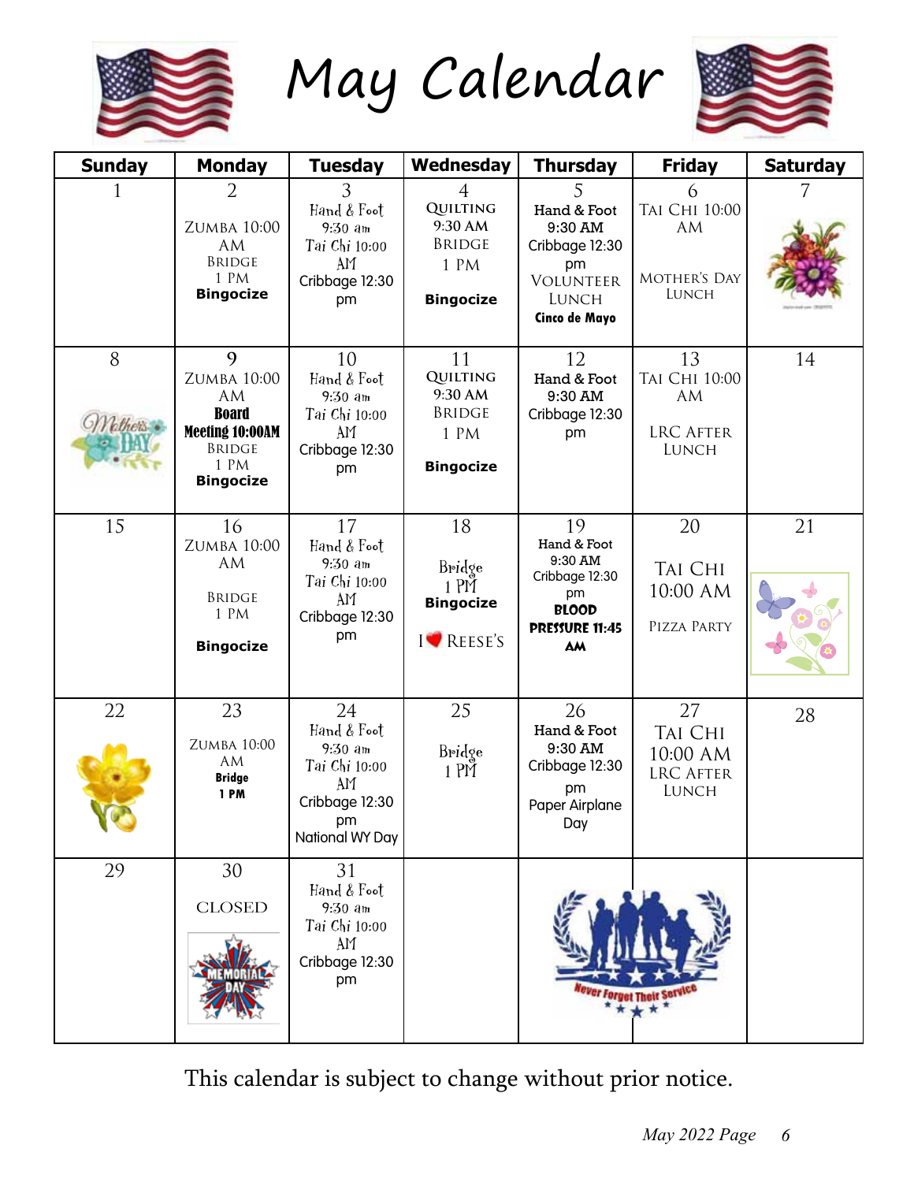# May Calendar

| Sunday | Monday | Tuesday | Wednesday | Thursday | Friday | Saturday |
|---|---|---|---|---|---|---|
| 1 | 2<br>Zumba 10:00 AM<br>Bridge 1 PM<br>**Bingocize** | 3<br>Hand & Foot 9:30 am<br>Tai Chi 10:00 AM<br>Cribbage 12:30 pm | 4<br>Quilting 9:30 AM<br>Bridge 1 PM<br>**Bingocize** | 5<br>Hand & Foot 9:30 AM<br>Cribbage 12:30 pm<br>Volunteer Lunch<br>**Cinco de Mayo** | 6<br>Tai Chi 10:00 AM<br>Mother's Day Lunch | 7 |
| 8 | 9<br>Zumba 10:00 AM<br>**Board Meeting 10:00AM**<br>Bridge 1 PM<br>**Bingocize** | 10<br>Hand & Foot 9:30 am<br>Tai Chi 10:00 AM<br>Cribbage 12:30 pm | 11<br>Quilting 9:30 AM<br>Bridge 1 PM<br>**Bingocize** | 12<br>Hand & Foot 9:30 AM<br>Cribbage 12:30 pm | 13<br>Tai Chi 10:00 AM<br>LRC After Lunch | 14 |
| 15 | 16<br>Zumba 10:00 AM<br>Bridge 1 PM<br>**Bingocize** | 17<br>Hand & Foot 9:30 am<br>Tai Chi 10:00 AM<br>Cribbage 12:30 pm | 18<br>Bridge 1 PM<br>**Bingocize**<br>I ❤ Reese's | 19<br>Hand & Foot 9:30 AM<br>Cribbage 12:30 pm<br>**Blood Pressure 11:45 AM** | 20<br>Tai Chi 10:00 AM<br>Pizza Party | 21 |
| 22 | 23<br>Zumba 10:00 AM<br>**Bridge 1 PM** | 24<br>Hand & Foot 9:30 am<br>Tai Chi 10:00 AM<br>Cribbage 12:30 pm<br>National WY Day | 25<br>Bridge 1 PM | 26<br>Hand & Foot 9:30 AM<br>Cribbage 12:30 pm<br>Paper Airplane Day | 27<br>Tai Chi 10:00 AM<br>LRC After Lunch | 28 |
| 29 | 30<br>CLOSED<br>Memorial Day | 31<br>Hand & Foot 9:30 am<br>Tai Chi 10:00 AM<br>Cribbage 12:30 pm | | Never Forget Their Service | | |

This calendar is subject to change without prior notice.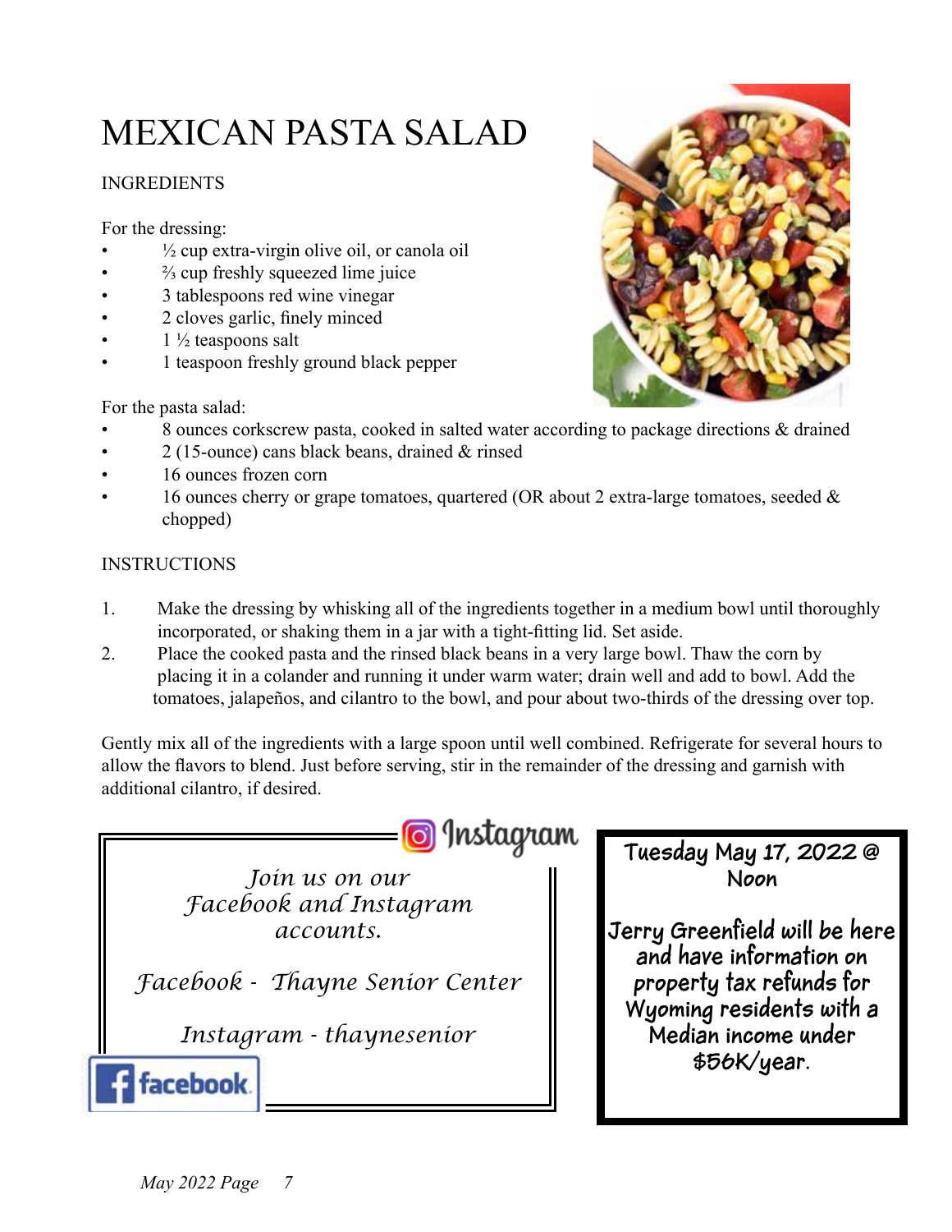# MEXICAN PASTA SALAD

## INGREDIENTS

For the dressing:

- ½ cup extra-virgin olive oil, or canola oil
- ⅔ cup freshly squeezed lime juice
- 3 tablespoons red wine vinegar
- 2 cloves garlic, finely minced
- 1 ½ teaspoons salt
- 1 teaspoon freshly ground black pepper

For the pasta salad:

- 8 ounces corkscrew pasta, cooked in salted water according to package directions & drained
- 2 (15-ounce) cans black beans, drained & rinsed
- 16 ounces frozen corn
- 16 ounces cherry or grape tomatoes, quartered (OR about 2 extra-large tomatoes, seeded & chopped)

## INSTRUCTIONS

1. Make the dressing by whisking all of the ingredients together in a medium bowl until thoroughly incorporated, or shaking them in a jar with a tight-fitting lid. Set aside.
2. Place the cooked pasta and the rinsed black beans in a very large bowl. Thaw the corn by placing it in a colander and running it under warm water; drain well and add to bowl. Add the tomatoes, jalapeños, and cilantro to the bowl, and pour about two-thirds of the dressing over top.

Gently mix all of the ingredients with a large spoon until well combined. Refrigerate for several hours to allow the flavors to blend. Just before serving, stir in the remainder of the dressing and garnish with additional cilantro, if desired.

*Join us on our Facebook and Instagram accounts.*

*Facebook - Thayne Senior Center*

*Instagram - thaynesenior*

**Tuesday May 17, 2022 @ Noon**

**Jerry Greenfield will be here and have information on property tax refunds for Wyoming residents with a Median income under $56K/year.**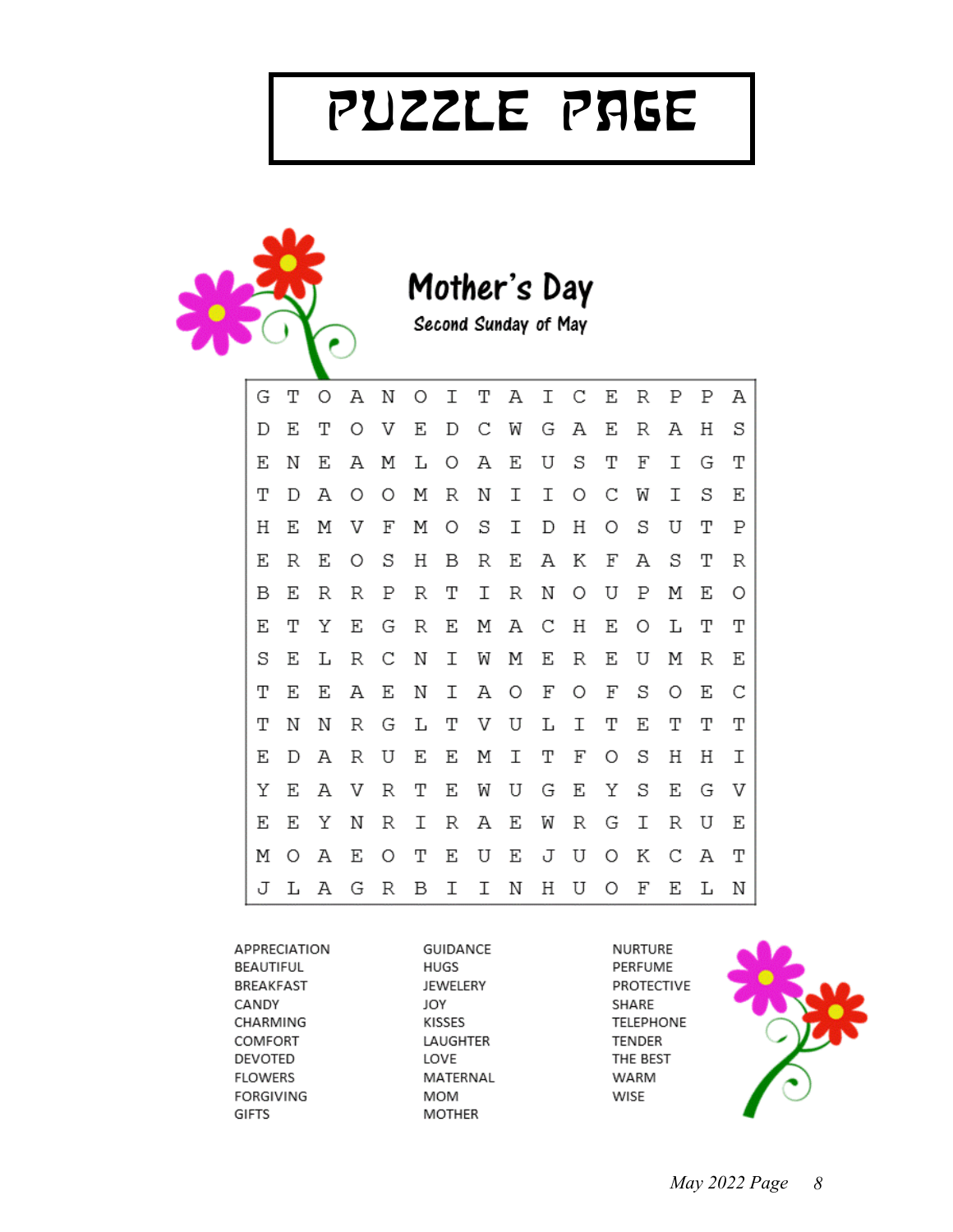# PUZZLE PAGE

## Mother's Day

*Second Sunday of May*

| | | | | | | | | | | | | | | | |
|---|---|---|---|---|---|---|---|---|---|---|---|---|---|---|---|
| G | T | O | A | N | O | I | T | A | I | C | E | R | P | P | A |
| D | E | T | O | V | E | D | C | W | G | A | E | R | A | H | S |
| E | N | E | A | M | L | O | A | E | U | S | T | F | I | G | T |
| T | D | A | O | O | M | R | N | I | I | O | C | W | I | S | E |
| H | E | M | V | F | M | O | S | I | D | H | O | S | U | T | P |
| E | R | E | O | S | H | B | R | E | A | K | F | A | S | T | R |
| B | E | R | R | P | R | T | I | R | N | O | U | P | M | E | O |
| E | T | Y | E | G | R | E | M | A | C | H | E | O | L | T | T |
| S | E | L | R | C | N | I | W | M | E | R | E | U | M | R | E |
| T | E | E | A | E | N | I | A | O | F | O | F | S | O | E | C |
| T | N | N | R | G | L | T | V | U | L | I | T | E | T | T | T |
| E | D | A | R | U | E | E | M | I | T | F | O | S | H | H | I |
| Y | E | A | V | R | T | E | W | U | G | E | Y | S | E | G | V |
| E | E | Y | N | R | I | R | A | E | W | R | G | I | R | U | E |
| M | O | A | E | O | T | E | U | E | J | U | O | K | C | A | T |
| J | L | A | G | R | B | I | I | N | H | U | O | F | E | L | N |

APPRECIATION
BEAUTIFUL
BREAKFAST
CANDY
CHARMING
COMFORT
DEVOTED
FLOWERS
FORGIVING
GIFTS
GUIDANCE
HUGS
JEWELERY
JOY
KISSES
LAUGHTER
LOVE
MATERNAL
MOM
MOTHER
NURTURE
PERFUME
PROTECTIVE
SHARE
TELEPHONE
TENDER
THE BEST
WARM
WISE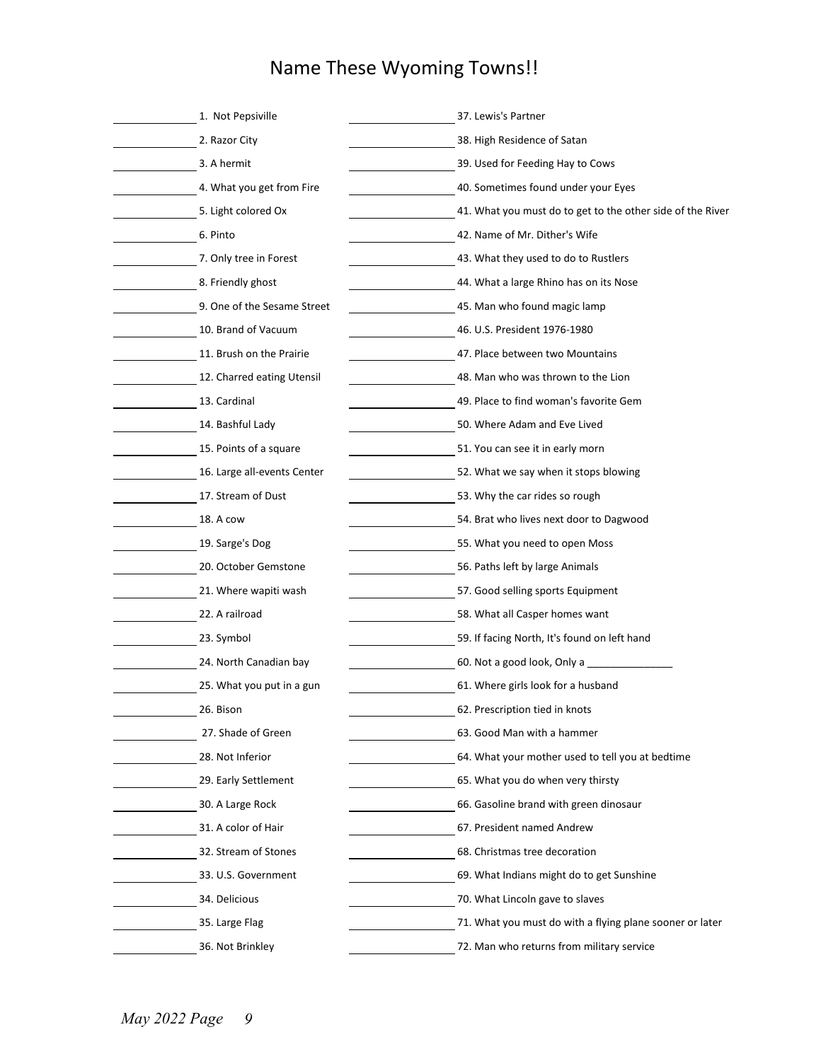# Name These Wyoming Towns!!

______ 1. Not Pepsiville

______ 2. Razor City

______ 3. A hermit

______ 4. What you get from Fire

______ 5. Light colored Ox

______ 6. Pinto

______ 7. Only tree in Forest

______ 8. Friendly ghost

______ 9. One of the Sesame Street

______ 10. Brand of Vacuum

______ 11. Brush on the Prairie

______ 12. Charred eating Utensil

______ 13. Cardinal

______ 14. Bashful Lady

______ 15. Points of a square

______ 16. Large all-events Center

______ 17. Stream of Dust

______ 18. A cow

______ 19. Sarge's Dog

______ 20. October Gemstone

______ 21. Where wapiti wash

______ 22. A railroad

______ 23. Symbol

______ 24. North Canadian bay

______ 25. What you put in a gun

______ 26. Bison

______ 27. Shade of Green

______ 28. Not Inferior

______ 29. Early Settlement

______ 30. A Large Rock

______ 31. A color of Hair

______ 32. Stream of Stones

______ 33. U.S. Government

______ 34. Delicious

______ 35. Large Flag

______ 36. Not Brinkley

______ 37. Lewis's Partner

______ 38. High Residence of Satan

______ 39. Used for Feeding Hay to Cows

______ 40. Sometimes found under your Eyes

______ 41. What you must do to get to the other side of the River

______ 42. Name of Mr. Dither's Wife

______ 43. What they used to do to Rustlers

______ 44. What a large Rhino has on its Nose

______ 45. Man who found magic lamp

______ 46. U.S. President 1976-1980

______ 47. Place between two Mountains

______ 48. Man who was thrown to the Lion

______ 49. Place to find woman's favorite Gem

______ 50. Where Adam and Eve Lived

______ 51. You can see it in early morn

______ 52. What we say when it stops blowing

______ 53. Why the car rides so rough

______ 54. Brat who lives next door to Dagwood

______ 55. What you need to open Moss

______ 56. Paths left by large Animals

______ 57. Good selling sports Equipment

______ 58. What all Casper homes want

______ 59. If facing North, It's found on left hand

______ 60. Not a good look, Only a ______________

______ 61. Where girls look for a husband

______ 62. Prescription tied in knots

______ 63. Good Man with a hammer

______ 64. What your mother used to tell you at bedtime

______ 65. What you do when very thirsty

______ 66. Gasoline brand with green dinosaur

______ 67. President named Andrew

______ 68. Christmas tree decoration

______ 69. What Indians might do to get Sunshine

______ 70. What Lincoln gave to slaves

______ 71. What you must do with a flying plane sooner or later

______ 72. Man who returns from military service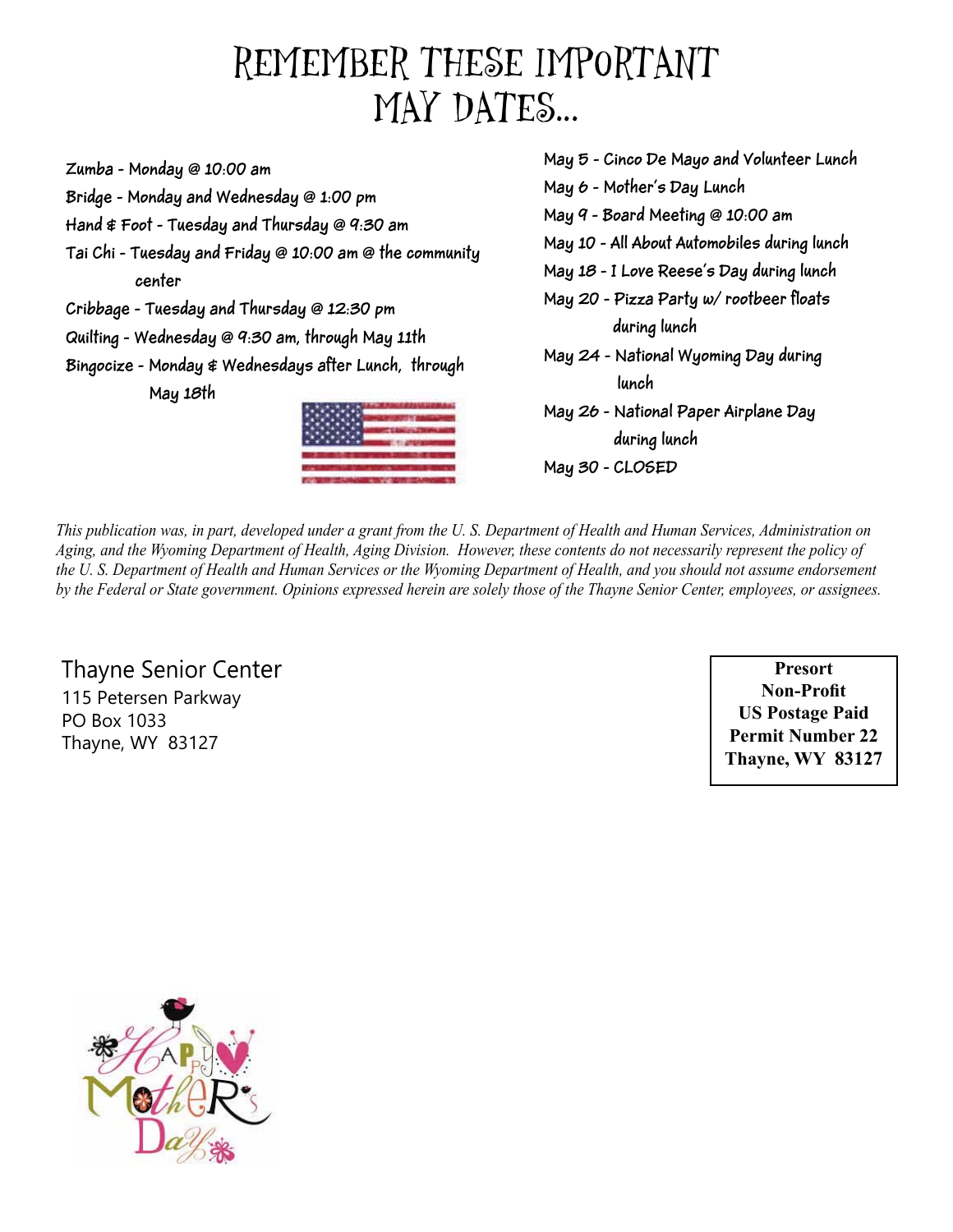# REMEMBER THESE IMPORTANT MAY DATES...

Zumba - Monday @ 10:00 am

Bridge - Monday and Wednesday @ 1:00 pm

Hand & Foot - Tuesday and Thursday @ 9:30 am

Tai Chi - Tuesday and Friday @ 10:00 am @ the community center

Cribbage - Tuesday and Thursday @ 12:30 pm

Quilting - Wednesday @ 9:30 am, through May 11th

Bingocize - Monday & Wednesdays after Lunch, through May 18th

May 5 - Cinco De Mayo and Volunteer Lunch

May 6 - Mother's Day Lunch

May 9 - Board Meeting @ 10:00 am

May 10 - All About Automobiles during lunch

May 18 - I Love Reese's Day during lunch

May 20 - Pizza Party w/ rootbeer floats during lunch

May 24 - National Wyoming Day during lunch

May 26 - National Paper Airplane Day during lunch

May 30 - CLOSED

*This publication was, in part, developed under a grant from the U. S. Department of Health and Human Services, Administration on Aging, and the Wyoming Department of Health, Aging Division. However, these contents do not necessarily represent the policy of the U. S. Department of Health and Human Services or the Wyoming Department of Health, and you should not assume endorsement by the Federal or State government. Opinions expressed herein are solely those of the Thayne Senior Center, employees, or assignees.*

Thayne Senior Center
115 Petersen Parkway
PO Box 1033
Thayne, WY 83127

**Presort**
**Non-Profit**
**US Postage Paid**
**Permit Number 22**
**Thayne, WY 83127**

Happy Mother's Day